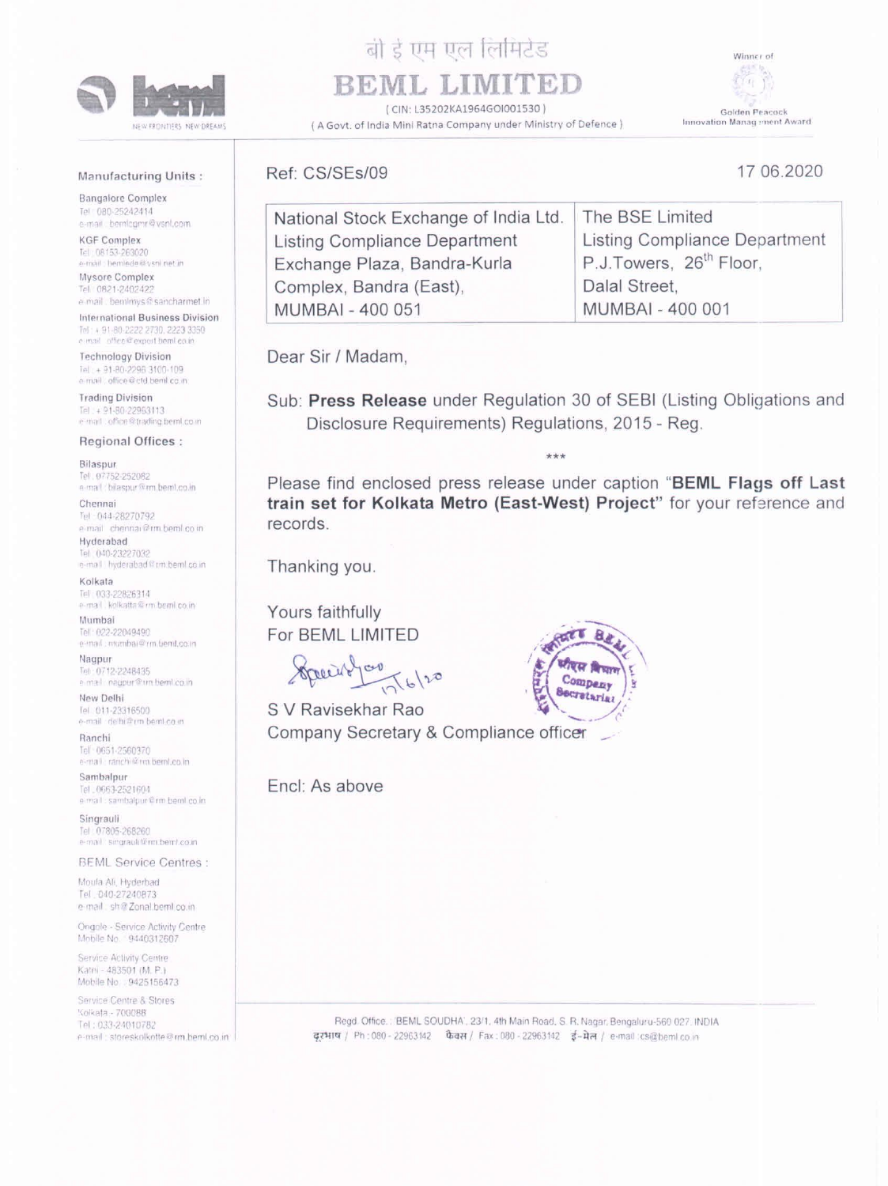# बी ई एम एल लिमिटेड

# BEML LIMITED

( CIN: L35202KA1964GOI001530 )

( A Govt. of India Mini Ratna Company under Ministry of Defence )

Winner of Golden Peacock Innovation Management Award

NEW FRONTIERS. NEW DREAMS

**Manufacturing Units :**

Bangalore Complex
Tel : 080-25242414
e-mail : bemlcgmr@vsnl.com

KGF Complex
Tel : 08153-263020
e-mail : bemlede@vsnl.net.in

Mysore Complex
Tel : 0821-2402422
e-mail : bemlmys@sancharnet.in

International Business Division
Tel : + 91-80-2222 2730, 2223 3350
e-mail : office@export.beml.co.in

Technology Division
Tel : + 91-80-2296 3100-109
e-mail : office@ctd.beml.co.in

Trading Division
Tel : + 91-80-22963113
e-mail : office@trading.beml.co.in

**Regional Offices :**

Bilaspur
Tel : 07752-252082
e-mail : bilaspur@rm.beml.co.in

Chennai
Tel : 044-28270792
e-mail : chennai@rm.beml.co.in

Hyderabad
Tel : 040-23227032
e-mail : hyderabad@rm.beml.co.in

Kolkata
Tel : 033-22826314
e-mail : kolkatta@rm.beml.co.in

Mumbai
Tel : 022-22049490
e-mail : mumbai@rm.beml.co.in

Nagpur
Tel : 0712-2248435
e-mail : nagpur@rm.beml.co.in

New Delhi
Tel : 011-23316500
e-mail : delhi@rm.beml.co.in

Ranchi
Tel : 0651-2560370
e-mail : ranchi@rm.beml.co.in

Sambalpur
Tel : 0663-2521604
e-mail : sambalpur@rm.beml.co.in

Singrauli
Tel : 07805-268260
e-mail : singrauli@rm.beml.co.in

**BEML Service Centres :**

Moula Ali, Hyderbad
Tel : 040-27240873
e-mail : sh@Zonal.beml.co.in

Ongole - Service Activity Centre
Mobile No. : 9440312607

Service Activity Centre
Katni - 483501 (M. P.)
Mobile No. : 9425156473

Service Centre & Stores
Kolkata - 700088
Tel : 033-24010782
e-mail : storeskolkotte@rm.beml.co.in

---

Ref: CS/SEs/09

17 06.2020

| National Stock Exchange of India Ltd.<br>Listing Compliance Department<br>Exchange Plaza, Bandra-Kurla Complex, Bandra (East),<br>MUMBAI - 400 051 | The BSE Limited<br>Listing Compliance Department<br>P.J.Towers, 26th Floor,<br>Dalal Street,<br>MUMBAI - 400 001 |
|---|---|

Dear Sir / Madam,

Sub: **Press Release** under Regulation 30 of SEBI (Listing Obligations and Disclosure Requirements) Regulations, 2015 - Reg.

\*\*\*

Please find enclosed press release under caption "**BEML Flags off Last train set for Kolkata Metro (East-West) Project**" for your reference and records.

Thanking you.

Yours faithfully
For BEML LIMITED

17/6/20

S V Ravisekhar Rao
Company Secretary & Compliance officer

Encl: As above

Regd. Office : 'BEML SOUDHA', 23/1, 4th Main Road, S. R. Nagar, Bengaluru-560 027. INDIA
दूरभाष / Ph : 080 - 22963142 फैक्स / Fax : 080 - 22963142 ई-मेल / e-mail : cs@beml.co.in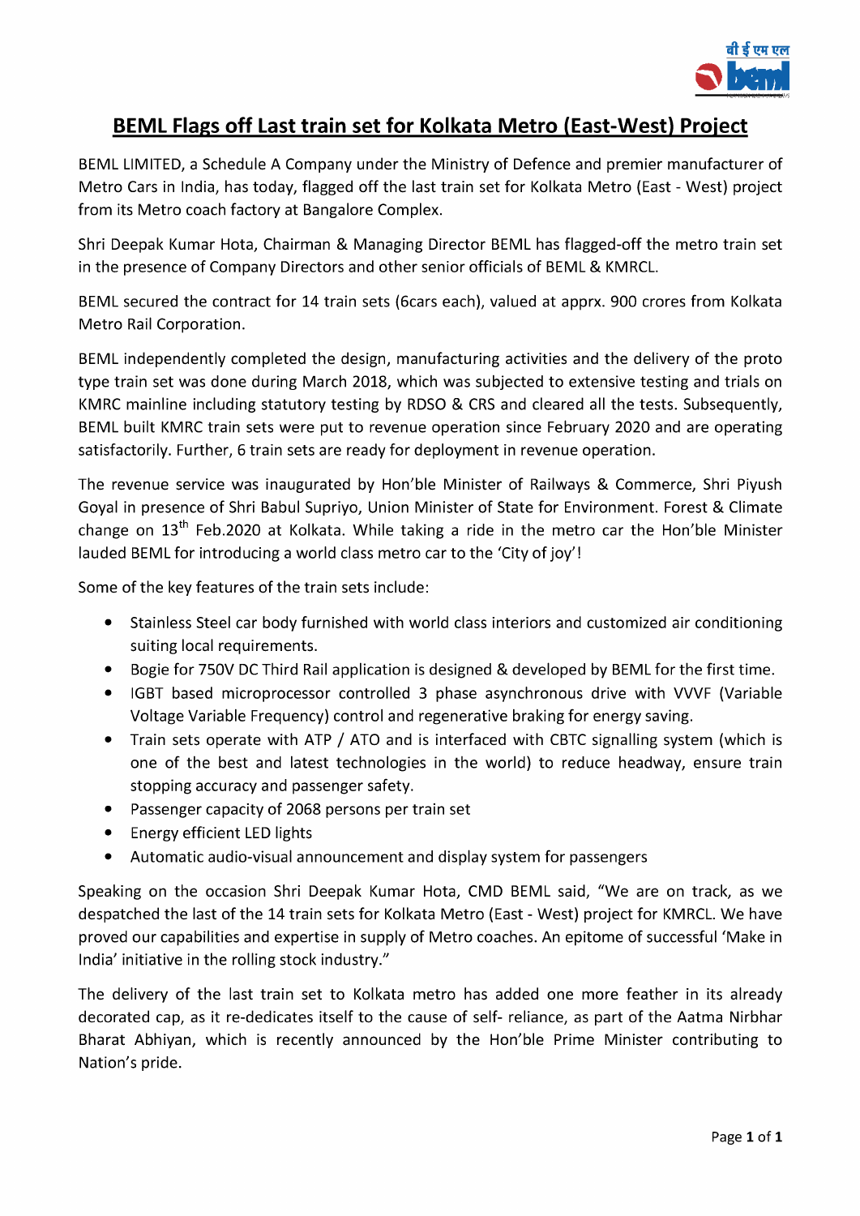# BEML Flags off Last train set for Kolkata Metro (East-West) Project

BEML LIMITED, a Schedule A Company under the Ministry of Defence and premier manufacturer of Metro Cars in India, has today, flagged off the last train set for Kolkata Metro (East - West) project from its Metro coach factory at Bangalore Complex.

Shri Deepak Kumar Hota, Chairman & Managing Director BEML has flagged-off the metro train set in the presence of Company Directors and other senior officials of BEML & KMRCL.

BEML secured the contract for 14 train sets (6cars each), valued at apprx. 900 crores from Kolkata Metro Rail Corporation.

BEML independently completed the design, manufacturing activities and the delivery of the proto type train set was done during March 2018, which was subjected to extensive testing and trials on KMRC mainline including statutory testing by RDSO & CRS and cleared all the tests. Subsequently, BEML built KMRC train sets were put to revenue operation since February 2020 and are operating satisfactorily. Further, 6 train sets are ready for deployment in revenue operation.

The revenue service was inaugurated by Hon'ble Minister of Railways & Commerce, Shri Piyush Goyal in presence of Shri Babul Supriyo, Union Minister of State for Environment. Forest & Climate change on 13th Feb.2020 at Kolkata. While taking a ride in the metro car the Hon'ble Minister lauded BEML for introducing a world class metro car to the 'City of joy'!

Some of the key features of the train sets include:

- Stainless Steel car body furnished with world class interiors and customized air conditioning suiting local requirements.
- Bogie for 750V DC Third Rail application is designed & developed by BEML for the first time.
- IGBT based microprocessor controlled 3 phase asynchronous drive with VVVF (Variable Voltage Variable Frequency) control and regenerative braking for energy saving.
- Train sets operate with ATP / ATO and is interfaced with CBTC signalling system (which is one of the best and latest technologies in the world) to reduce headway, ensure train stopping accuracy and passenger safety.
- Passenger capacity of 2068 persons per train set
- Energy efficient LED lights
- Automatic audio-visual announcement and display system for passengers

Speaking on the occasion Shri Deepak Kumar Hota, CMD BEML said, "We are on track, as we despatched the last of the 14 train sets for Kolkata Metro (East - West) project for KMRCL. We have proved our capabilities and expertise in supply of Metro coaches. An epitome of successful 'Make in India' initiative in the rolling stock industry."

The delivery of the last train set to Kolkata metro has added one more feather in its already decorated cap, as it re-dedicates itself to the cause of self- reliance, as part of the Aatma Nirbhar Bharat Abhiyan, which is recently announced by the Hon'ble Prime Minister contributing to Nation's pride.